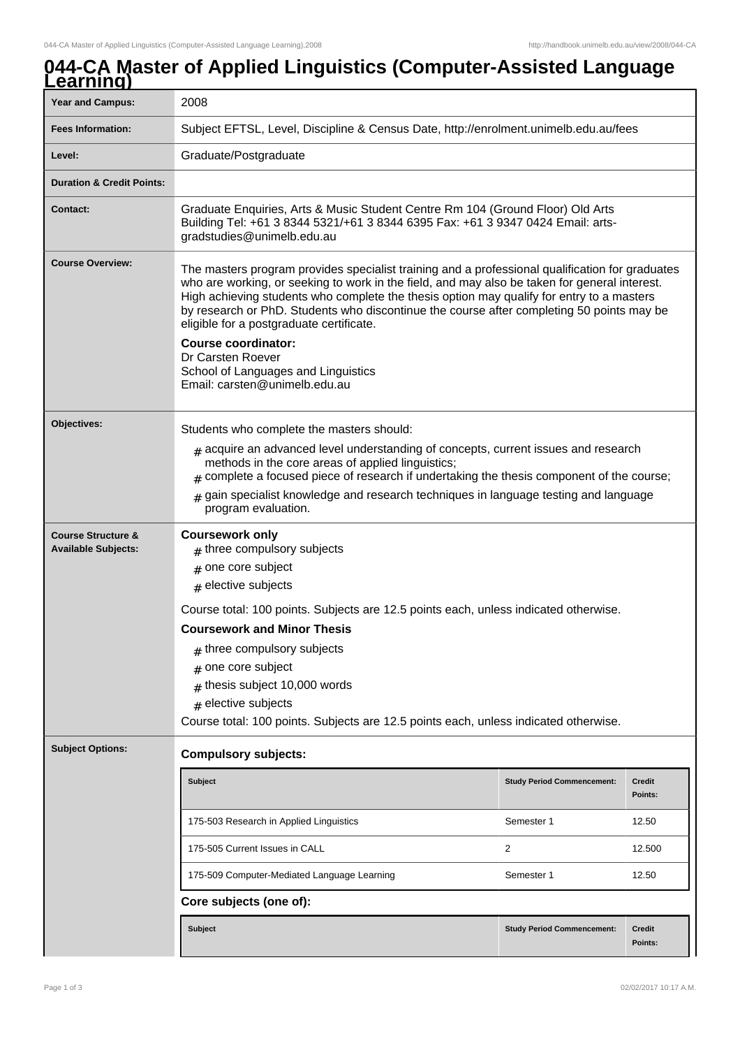# 044-CA Master of Applied Linguistics (Computer-Assisted Language Learning)

| | |
|---|---|
| **Year and Campus:** | 2008 |
| **Fees Information:** | Subject EFTSL, Level, Discipline & Census Date, http://enrolment.unimelb.edu.au/fees |
| **Level:** | Graduate/Postgraduate |
| **Duration & Credit Points:** | |
| **Contact:** | Graduate Enquiries, Arts & Music Student Centre Rm 104 (Ground Floor) Old Arts Building Tel: +61 3 8344 5321/+61 3 8344 6395 Fax: +61 3 9347 0424 Email: arts-gradstudies@unimelb.edu.au |

**Course Overview:**

The masters program provides specialist training and a professional qualification for graduates who are working, or seeking to work in the field, and may also be taken for general interest. High achieving students who complete the thesis option may qualify for entry to a masters by research or PhD. Students who discontinue the course after completing 50 points may be eligible for a postgraduate certificate.

**Course coordinator:**
Dr Carsten Roever
School of Languages and Linguistics
Email: carsten@unimelb.edu.au

**Objectives:**

Students who complete the masters should:

- acquire an advanced level understanding of concepts, current issues and research methods in the core areas of applied linguistics;
- complete a focused piece of research if undertaking the thesis component of the course;
- gain specialist knowledge and research techniques in language testing and language program evaluation.

**Course Structure & Available Subjects:**

**Coursework only**

- three compulsory subjects
- one core subject
- elective subjects

Course total: 100 points. Subjects are 12.5 points each, unless indicated otherwise.

**Coursework and Minor Thesis**

- three compulsory subjects
- one core subject
- thesis subject 10,000 words
- elective subjects

Course total: 100 points. Subjects are 12.5 points each, unless indicated otherwise.

**Subject Options:**

**Compulsory subjects:**

| Subject | Study Period Commencement: | Credit Points: |
|---|---|---|
| 175-503 Research in Applied Linguistics | Semester 1 | 12.50 |
| 175-505 Current Issues in CALL | 2 | 12.500 |
| 175-509 Computer-Mediated Language Learning | Semester 1 | 12.50 |

**Core subjects (one of):**

| Subject | Study Period Commencement: | Credit Points: |
|---|---|---|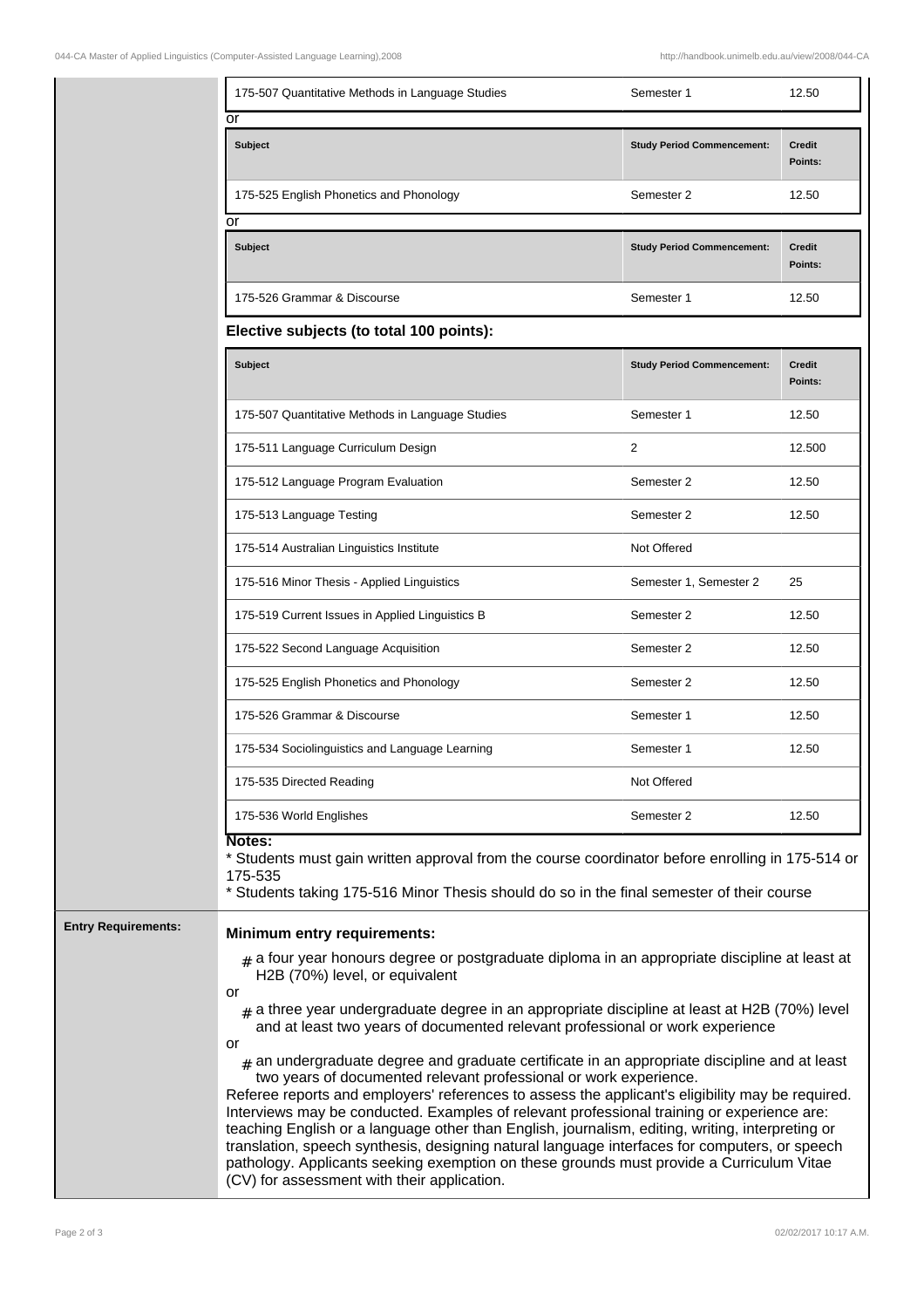| Subject | Study Period Commencement: | Credit Points: |
| --- | --- | --- |
| 175-507 Quantitative Methods in Language Studies | Semester 1 | 12.50 |

or

| Subject | Study Period Commencement: | Credit Points: |
| --- | --- | --- |
| 175-525 English Phonetics and Phonology | Semester 2 | 12.50 |

or

| Subject | Study Period Commencement: | Credit Points: |
| --- | --- | --- |
| 175-526 Grammar & Discourse | Semester 1 | 12.50 |

### Elective subjects (to total 100 points):

| Subject | Study Period Commencement: | Credit Points: |
| --- | --- | --- |
| 175-507 Quantitative Methods in Language Studies | Semester 1 | 12.50 |
| 175-511 Language Curriculum Design | 2 | 12.500 |
| 175-512 Language Program Evaluation | Semester 2 | 12.50 |
| 175-513 Language Testing | Semester 2 | 12.50 |
| 175-514 Australian Linguistics Institute | Not Offered | |
| 175-516 Minor Thesis - Applied Linguistics | Semester 1, Semester 2 | 25 |
| 175-519 Current Issues in Applied Linguistics B | Semester 2 | 12.50 |
| 175-522 Second Language Acquisition | Semester 2 | 12.50 |
| 175-525 English Phonetics and Phonology | Semester 2 | 12.50 |
| 175-526 Grammar & Discourse | Semester 1 | 12.50 |
| 175-534 Sociolinguistics and Language Learning | Semester 1 | 12.50 |
| 175-535 Directed Reading | Not Offered | |
| 175-536 World Englishes | Semester 2 | 12.50 |

**Notes:**

* Students must gain written approval from the course coordinator before enrolling in 175-514 or 175-535
* Students taking 175-516 Minor Thesis should do so in the final semester of their course

**Entry Requirements:**

### Minimum entry requirements:

- a four year honours degree or postgraduate diploma in an appropriate discipline at least at H2B (70%) level, or equivalent

or

- a three year undergraduate degree in an appropriate discipline at least at H2B (70%) level and at least two years of documented relevant professional or work experience

or

- an undergraduate degree and graduate certificate in an appropriate discipline and at least two years of documented relevant professional or work experience.

Referee reports and employers' references to assess the applicant's eligibility may be required. Interviews may be conducted. Examples of relevant professional training or experience are: teaching English or a language other than English, journalism, editing, writing, interpreting or translation, speech synthesis, designing natural language interfaces for computers, or speech pathology. Applicants seeking exemption on these grounds must provide a Curriculum Vitae (CV) for assessment with their application.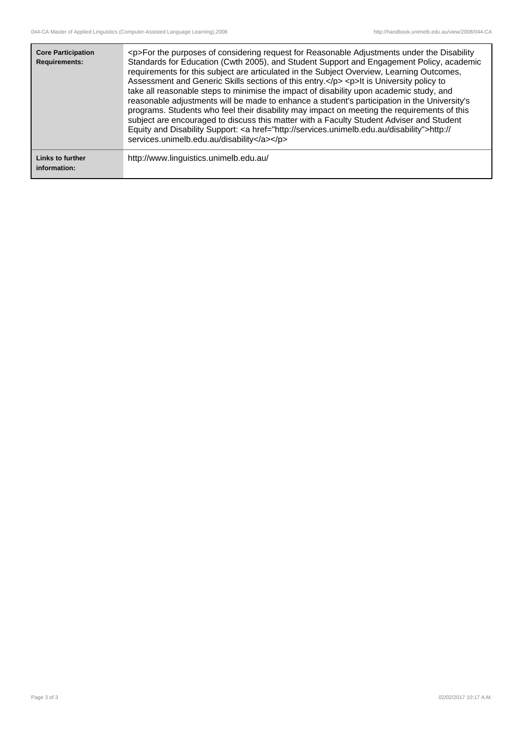| | |
|---|---|
| **Core Participation Requirements:** | <p>For the purposes of considering request for Reasonable Adjustments under the Disability Standards for Education (Cwth 2005), and Student Support and Engagement Policy, academic requirements for this subject are articulated in the Subject Overview, Learning Outcomes, Assessment and Generic Skills sections of this entry.</p> <p>It is University policy to take all reasonable steps to minimise the impact of disability upon academic study, and reasonable adjustments will be made to enhance a student's participation in the University's programs. Students who feel their disability may impact on meeting the requirements of this subject are encouraged to discuss this matter with a Faculty Student Adviser and Student Equity and Disability Support: <a href="http://services.unimelb.edu.au/disability">http://services.unimelb.edu.au/disability</a></p> |
| **Links to further information:** | http://www.linguistics.unimelb.edu.au/ |